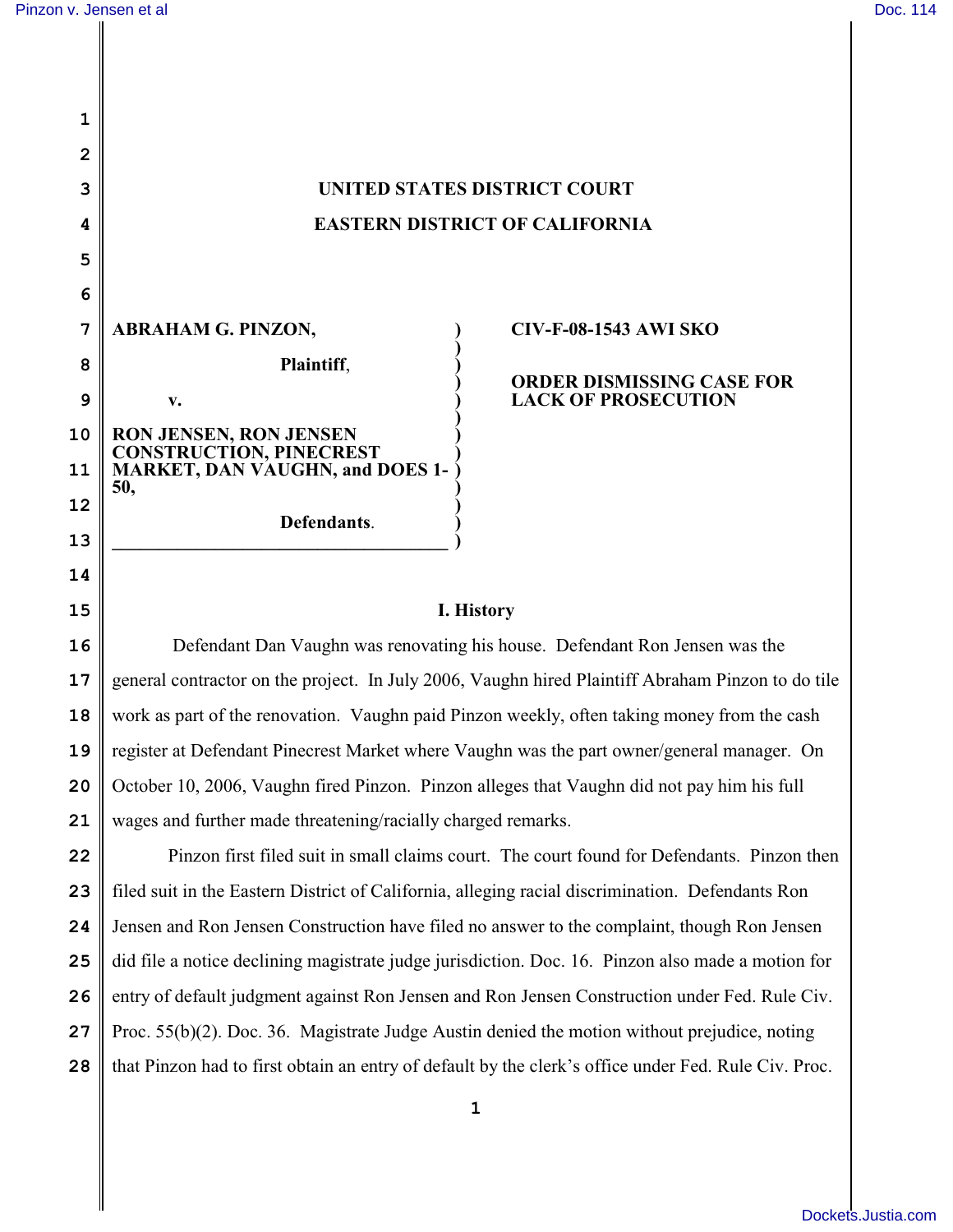UNITED STATES DISTRICT COURT

EASTERN DISTRICT OF CALIFORNIA

| | |
|---|---|
| **ABRAHAM G. PINZON,**<br><br>**Plaintiff**,<br><br>**v.**<br><br>**RON JENSEN, RON JENSEN CONSTRUCTION, PINECREST MARKET, DAN VAUGHN, and DOES 1-50,**<br><br>**Defendants**. | **CIV-F-08-1543 AWI SKO**<br><br>**ORDER DISMISSING CASE FOR LACK OF PROSECUTION** |

## I. History

Defendant Dan Vaughn was renovating his house. Defendant Ron Jensen was the general contractor on the project. In July 2006, Vaughn hired Plaintiff Abraham Pinzon to do tile work as part of the renovation. Vaughn paid Pinzon weekly, often taking money from the cash register at Defendant Pinecrest Market where Vaughn was the part owner/general manager. On October 10, 2006, Vaughn fired Pinzon. Pinzon alleges that Vaughn did not pay him his full wages and further made threatening/racially charged remarks.

Pinzon first filed suit in small claims court. The court found for Defendants. Pinzon then filed suit in the Eastern District of California, alleging racial discrimination. Defendants Ron Jensen and Ron Jensen Construction have filed no answer to the complaint, though Ron Jensen did file a notice declining magistrate judge jurisdiction. Doc. 16. Pinzon also made a motion for entry of default judgment against Ron Jensen and Ron Jensen Construction under Fed. Rule Civ. Proc. 55(b)(2). Doc. 36. Magistrate Judge Austin denied the motion without prejudice, noting that Pinzon had to first obtain an entry of default by the clerk's office under Fed. Rule Civ. Proc.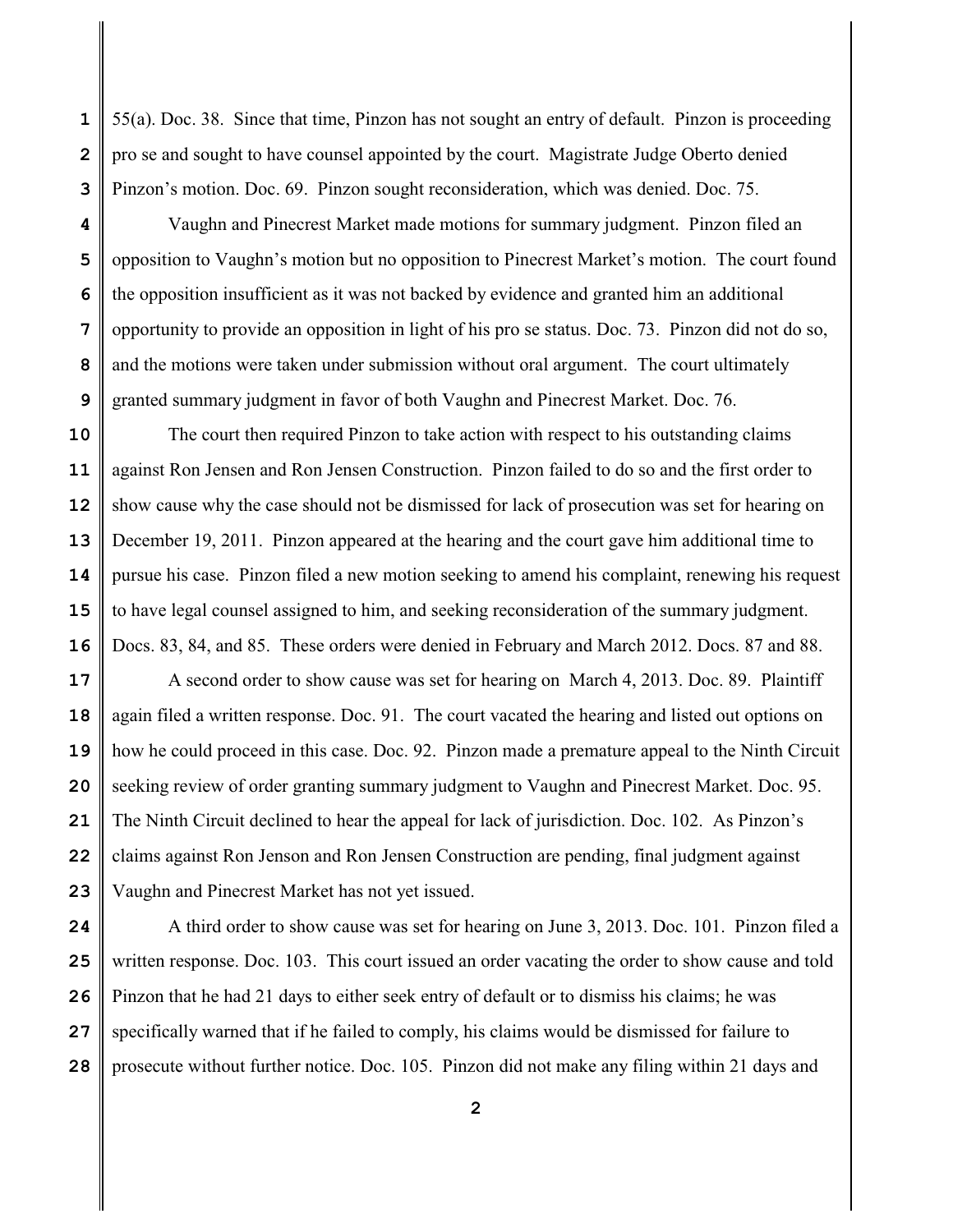55(a). Doc. 38. Since that time, Pinzon has not sought an entry of default. Pinzon is proceeding pro se and sought to have counsel appointed by the court. Magistrate Judge Oberto denied Pinzon's motion. Doc. 69. Pinzon sought reconsideration, which was denied. Doc. 75.

Vaughn and Pinecrest Market made motions for summary judgment. Pinzon filed an opposition to Vaughn's motion but no opposition to Pinecrest Market's motion. The court found the opposition insufficient as it was not backed by evidence and granted him an additional opportunity to provide an opposition in light of his pro se status. Doc. 73. Pinzon did not do so, and the motions were taken under submission without oral argument. The court ultimately granted summary judgment in favor of both Vaughn and Pinecrest Market. Doc. 76.

The court then required Pinzon to take action with respect to his outstanding claims against Ron Jensen and Ron Jensen Construction. Pinzon failed to do so and the first order to show cause why the case should not be dismissed for lack of prosecution was set for hearing on December 19, 2011. Pinzon appeared at the hearing and the court gave him additional time to pursue his case. Pinzon filed a new motion seeking to amend his complaint, renewing his request to have legal counsel assigned to him, and seeking reconsideration of the summary judgment. Docs. 83, 84, and 85. These orders were denied in February and March 2012. Docs. 87 and 88.

A second order to show cause was set for hearing on March 4, 2013. Doc. 89. Plaintiff again filed a written response. Doc. 91. The court vacated the hearing and listed out options on how he could proceed in this case. Doc. 92. Pinzon made a premature appeal to the Ninth Circuit seeking review of order granting summary judgment to Vaughn and Pinecrest Market. Doc. 95. The Ninth Circuit declined to hear the appeal for lack of jurisdiction. Doc. 102. As Pinzon's claims against Ron Jenson and Ron Jensen Construction are pending, final judgment against Vaughn and Pinecrest Market has not yet issued.

A third order to show cause was set for hearing on June 3, 2013. Doc. 101. Pinzon filed a written response. Doc. 103. This court issued an order vacating the order to show cause and told Pinzon that he had 21 days to either seek entry of default or to dismiss his claims; he was specifically warned that if he failed to comply, his claims would be dismissed for failure to prosecute without further notice. Doc. 105. Pinzon did not make any filing within 21 days and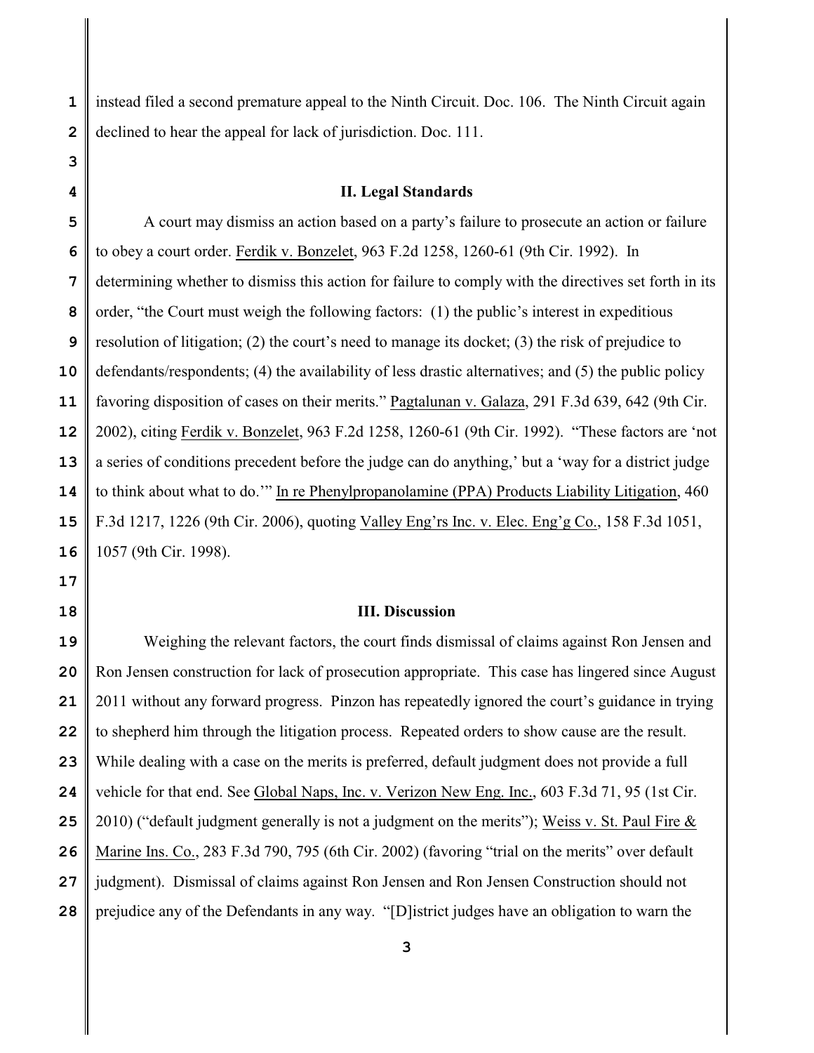instead filed a second premature appeal to the Ninth Circuit. Doc. 106. The Ninth Circuit again declined to hear the appeal for lack of jurisdiction. Doc. 111.

## II. Legal Standards

A court may dismiss an action based on a party's failure to prosecute an action or failure to obey a court order. Ferdik v. Bonzelet, 963 F.2d 1258, 1260-61 (9th Cir. 1992). In determining whether to dismiss this action for failure to comply with the directives set forth in its order, "the Court must weigh the following factors: (1) the public's interest in expeditious resolution of litigation; (2) the court's need to manage its docket; (3) the risk of prejudice to defendants/respondents; (4) the availability of less drastic alternatives; and (5) the public policy favoring disposition of cases on their merits." Pagtalunan v. Galaza, 291 F.3d 639, 642 (9th Cir. 2002), citing Ferdik v. Bonzelet, 963 F.2d 1258, 1260-61 (9th Cir. 1992). "These factors are 'not a series of conditions precedent before the judge can do anything,' but a 'way for a district judge to think about what to do.'" In re Phenylpropanolamine (PPA) Products Liability Litigation, 460 F.3d 1217, 1226 (9th Cir. 2006), quoting Valley Eng'rs Inc. v. Elec. Eng'g Co., 158 F.3d 1051, 1057 (9th Cir. 1998).

## III. Discussion

Weighing the relevant factors, the court finds dismissal of claims against Ron Jensen and Ron Jensen construction for lack of prosecution appropriate. This case has lingered since August 2011 without any forward progress. Pinzon has repeatedly ignored the court's guidance in trying to shepherd him through the litigation process. Repeated orders to show cause are the result. While dealing with a case on the merits is preferred, default judgment does not provide a full vehicle for that end. See Global Naps, Inc. v. Verizon New Eng. Inc., 603 F.3d 71, 95 (1st Cir. 2010) ("default judgment generally is not a judgment on the merits"); Weiss v. St. Paul Fire & Marine Ins. Co., 283 F.3d 790, 795 (6th Cir. 2002) (favoring "trial on the merits" over default judgment). Dismissal of claims against Ron Jensen and Ron Jensen Construction should not prejudice any of the Defendants in any way. "[D]istrict judges have an obligation to warn the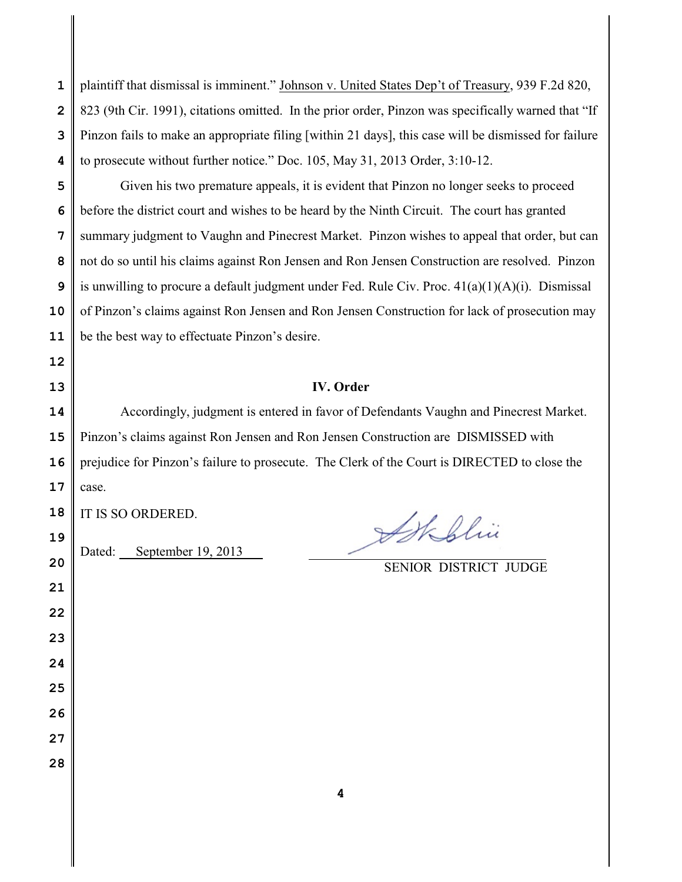plaintiff that dismissal is imminent." Johnson v. United States Dep't of Treasury, 939 F.2d 820, 823 (9th Cir. 1991), citations omitted. In the prior order, Pinzon was specifically warned that "If Pinzon fails to make an appropriate filing [within 21 days], this case will be dismissed for failure to prosecute without further notice." Doc. 105, May 31, 2013 Order, 3:10-12.

Given his two premature appeals, it is evident that Pinzon no longer seeks to proceed before the district court and wishes to be heard by the Ninth Circuit. The court has granted summary judgment to Vaughn and Pinecrest Market. Pinzon wishes to appeal that order, but can not do so until his claims against Ron Jensen and Ron Jensen Construction are resolved. Pinzon is unwilling to procure a default judgment under Fed. Rule Civ. Proc. 41(a)(1)(A)(i). Dismissal of Pinzon's claims against Ron Jensen and Ron Jensen Construction for lack of prosecution may be the best way to effectuate Pinzon's desire.

## IV. Order

Accordingly, judgment is entered in favor of Defendants Vaughn and Pinecrest Market. Pinzon's claims against Ron Jensen and Ron Jensen Construction are DISMISSED with prejudice for Pinzon's failure to prosecute. The Clerk of the Court is DIRECTED to close the case.

IT IS SO ORDERED.

Dated: September 19, 2013

SENIOR DISTRICT JUDGE